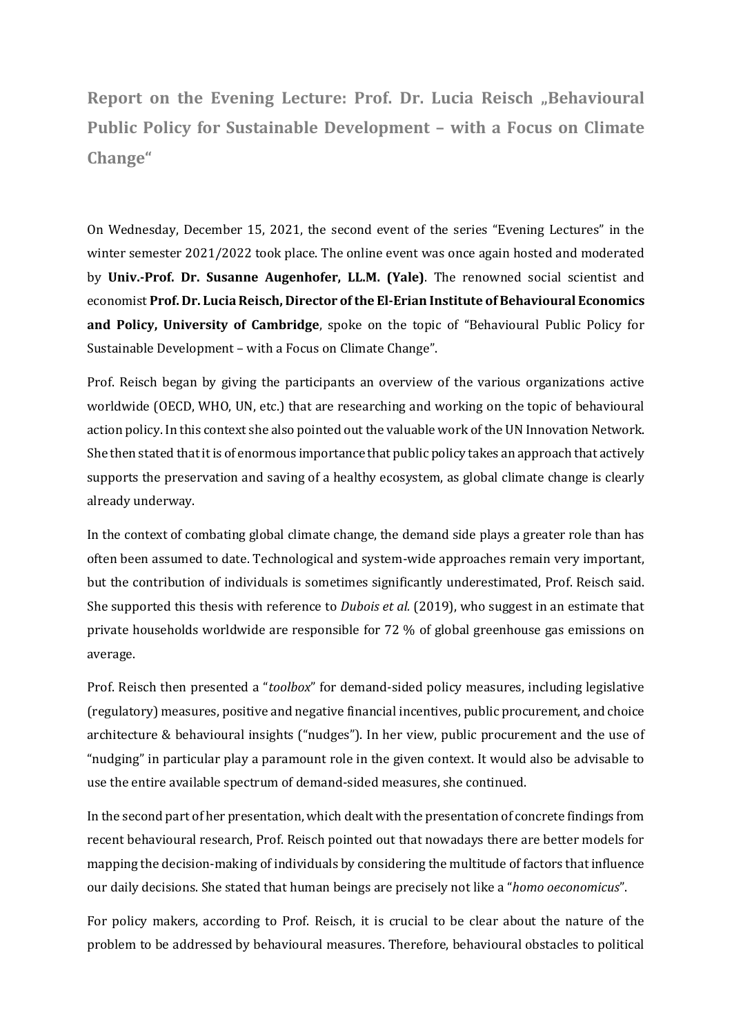# Report on the Evening Lecture: Prof. Dr. Lucia Reisch „Behavioural Public Policy for Sustainable Development – with a Focus on Climate Change"

On Wednesday, December 15, 2021, the second event of the series "Evening Lectures" in the winter semester 2021/2022 took place. The online event was once again hosted and moderated by **Univ.-Prof. Dr. Susanne Augenhofer, LL.M. (Yale)**. The renowned social scientist and economist **Prof. Dr. Lucia Reisch, Director of the El-Erian Institute of Behavioural Economics and Policy, University of Cambridge**, spoke on the topic of "Behavioural Public Policy for Sustainable Development – with a Focus on Climate Change".

Prof. Reisch began by giving the participants an overview of the various organizations active worldwide (OECD, WHO, UN, etc.) that are researching and working on the topic of behavioural action policy. In this context she also pointed out the valuable work of the UN Innovation Network. She then stated that it is of enormous importance that public policy takes an approach that actively supports the preservation and saving of a healthy ecosystem, as global climate change is clearly already underway.

In the context of combating global climate change, the demand side plays a greater role than has often been assumed to date. Technological and system-wide approaches remain very important, but the contribution of individuals is sometimes significantly underestimated, Prof. Reisch said. She supported this thesis with reference to *Dubois et al.* (2019), who suggest in an estimate that private households worldwide are responsible for 72 % of global greenhouse gas emissions on average.

Prof. Reisch then presented a "*toolbox*" for demand-sided policy measures, including legislative (regulatory) measures, positive and negative financial incentives, public procurement, and choice architecture & behavioural insights ("nudges"). In her view, public procurement and the use of "nudging" in particular play a paramount role in the given context. It would also be advisable to use the entire available spectrum of demand-sided measures, she continued.

In the second part of her presentation, which dealt with the presentation of concrete findings from recent behavioural research, Prof. Reisch pointed out that nowadays there are better models for mapping the decision-making of individuals by considering the multitude of factors that influence our daily decisions. She stated that human beings are precisely not like a "*homo oeconomicus*".

For policy makers, according to Prof. Reisch, it is crucial to be clear about the nature of the problem to be addressed by behavioural measures. Therefore, behavioural obstacles to political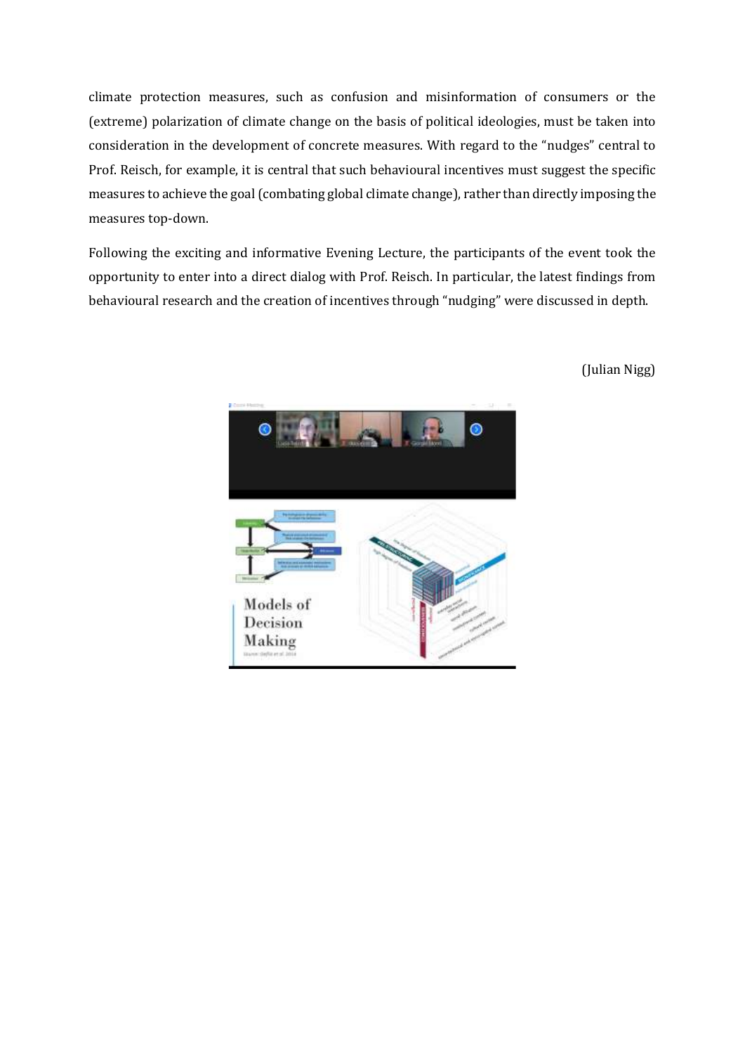climate protection measures, such as confusion and misinformation of consumers or the (extreme) polarization of climate change on the basis of political ideologies, must be taken into consideration in the development of concrete measures. With regard to the "nudges" central to Prof. Reisch, for example, it is central that such behavioural incentives must suggest the specific measures to achieve the goal (combating global climate change), rather than directly imposing the measures top-down.

Following the exciting and informative Evening Lecture, the participants of the event took the opportunity to enter into a direct dialog with Prof. Reisch. In particular, the latest findings from behavioural research and the creation of incentives through "nudging" were discussed in depth.

(Julian Nigg)